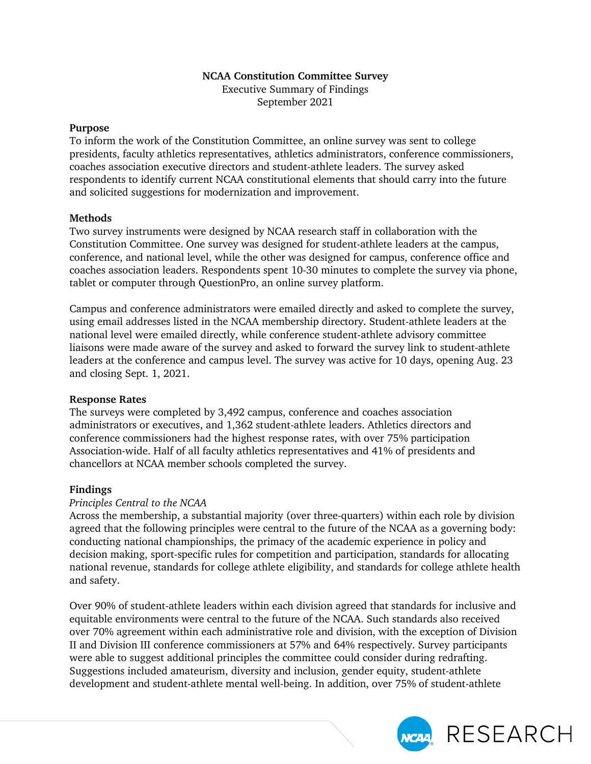# NCAA Constitution Committee Survey

Executive Summary of Findings

September 2021

## Purpose

To inform the work of the Constitution Committee, an online survey was sent to college presidents, faculty athletics representatives, athletics administrators, conference commissioners, coaches association executive directors and student-athlete leaders. The survey asked respondents to identify current NCAA constitutional elements that should carry into the future and solicited suggestions for modernization and improvement.

## Methods

Two survey instruments were designed by NCAA research staff in collaboration with the Constitution Committee. One survey was designed for student-athlete leaders at the campus, conference, and national level, while the other was designed for campus, conference office and coaches association leaders. Respondents spent 10-30 minutes to complete the survey via phone, tablet or computer through QuestionPro, an online survey platform.

Campus and conference administrators were emailed directly and asked to complete the survey, using email addresses listed in the NCAA membership directory. Student-athlete leaders at the national level were emailed directly, while conference student-athlete advisory committee liaisons were made aware of the survey and asked to forward the survey link to student-athlete leaders at the conference and campus level. The survey was active for 10 days, opening Aug. 23 and closing Sept. 1, 2021.

## Response Rates

The surveys were completed by 3,492 campus, conference and coaches association administrators or executives, and 1,362 student-athlete leaders. Athletics directors and conference commissioners had the highest response rates, with over 75% participation Association-wide. Half of all faculty athletics representatives and 41% of presidents and chancellors at NCAA member schools completed the survey.

## Findings

### *Principles Central to the NCAA*

Across the membership, a substantial majority (over three-quarters) within each role by division agreed that the following principles were central to the future of the NCAA as a governing body: conducting national championships, the primacy of the academic experience in policy and decision making, sport-specific rules for competition and participation, standards for allocating national revenue, standards for college athlete eligibility, and standards for college athlete health and safety.

Over 90% of student-athlete leaders within each division agreed that standards for inclusive and equitable environments were central to the future of the NCAA. Such standards also received over 70% agreement within each administrative role and division, with the exception of Division II and Division III conference commissioners at 57% and 64% respectively. Survey participants were able to suggest additional principles the committee could consider during redrafting. Suggestions included amateurism, diversity and inclusion, gender equity, student-athlete development and student-athlete mental well-being. In addition, over 75% of student-athlete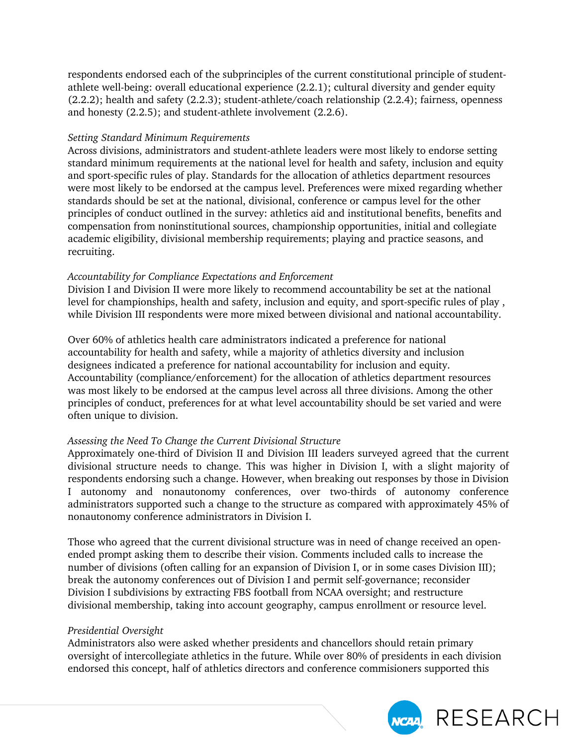respondents endorsed each of the subprinciples of the current constitutional principle of student-athlete well-being: overall educational experience (2.2.1); cultural diversity and gender equity (2.2.2); health and safety (2.2.3); student-athlete/coach relationship (2.2.4); fairness, openness and honesty (2.2.5); and student-athlete involvement (2.2.6).

*Setting Standard Minimum Requirements*

Across divisions, administrators and student-athlete leaders were most likely to endorse setting standard minimum requirements at the national level for health and safety, inclusion and equity and sport-specific rules of play. Standards for the allocation of athletics department resources were most likely to be endorsed at the campus level. Preferences were mixed regarding whether standards should be set at the national, divisional, conference or campus level for the other principles of conduct outlined in the survey: athletics aid and institutional benefits, benefits and compensation from noninstitutional sources, championship opportunities, initial and collegiate academic eligibility, divisional membership requirements; playing and practice seasons, and recruiting.

*Accountability for Compliance Expectations and Enforcement*

Division I and Division II were more likely to recommend accountability be set at the national level for championships, health and safety, inclusion and equity, and sport-specific rules of play , while Division III respondents were more mixed between divisional and national accountability.

Over 60% of athletics health care administrators indicated a preference for national accountability for health and safety, while a majority of athletics diversity and inclusion designees indicated a preference for national accountability for inclusion and equity. Accountability (compliance/enforcement) for the allocation of athletics department resources was most likely to be endorsed at the campus level across all three divisions. Among the other principles of conduct, preferences for at what level accountability should be set varied and were often unique to division.

*Assessing the Need To Change the Current Divisional Structure*

Approximately one-third of Division II and Division III leaders surveyed agreed that the current divisional structure needs to change. This was higher in Division I, with a slight majority of respondents endorsing such a change. However, when breaking out responses by those in Division I autonomy and nonautonomy conferences, over two-thirds of autonomy conference administrators supported such a change to the structure as compared with approximately 45% of nonautonomy conference administrators in Division I.

Those who agreed that the current divisional structure was in need of change received an open-ended prompt asking them to describe their vision. Comments included calls to increase the number of divisions (often calling for an expansion of Division I, or in some cases Division III); break the autonomy conferences out of Division I and permit self-governance; reconsider Division I subdivisions by extracting FBS football from NCAA oversight; and restructure divisional membership, taking into account geography, campus enrollment or resource level.

*Presidential Oversight*

Administrators also were asked whether presidents and chancellors should retain primary oversight of intercollegiate athletics in the future. While over 80% of presidents in each division endorsed this concept, half of athletics directors and conference commisioners supported this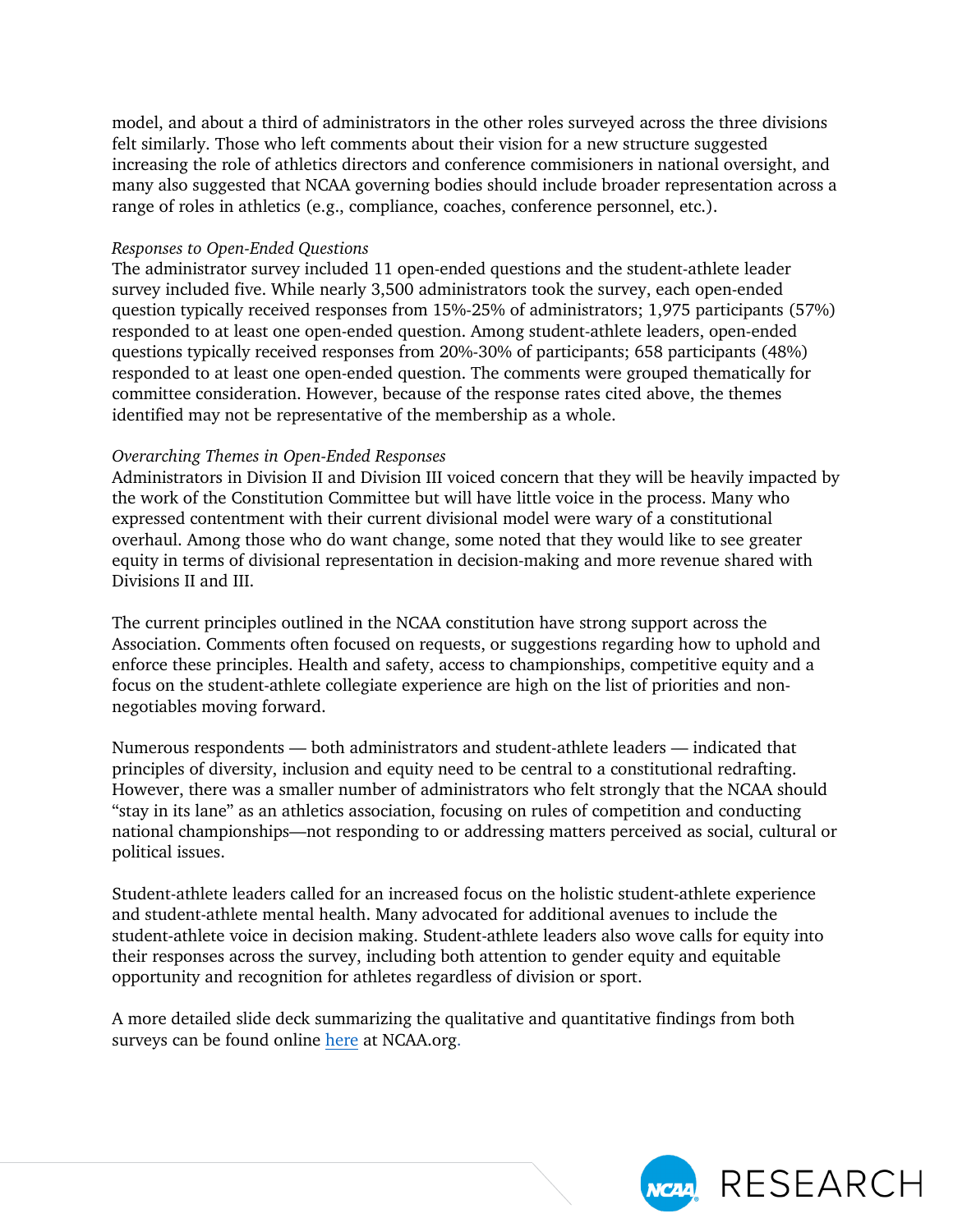model, and about a third of administrators in the other roles surveyed across the three divisions felt similarly. Those who left comments about their vision for a new structure suggested increasing the role of athletics directors and conference commisioners in national oversight, and many also suggested that NCAA governing bodies should include broader representation across a range of roles in athletics (e.g., compliance, coaches, conference personnel, etc.).

*Responses to Open-Ended Questions*

The administrator survey included 11 open-ended questions and the student-athlete leader survey included five. While nearly 3,500 administrators took the survey, each open-ended question typically received responses from 15%-25% of administrators; 1,975 participants (57%) responded to at least one open-ended question. Among student-athlete leaders, open-ended questions typically received responses from 20%-30% of participants; 658 participants (48%) responded to at least one open-ended question. The comments were grouped thematically for committee consideration. However, because of the response rates cited above, the themes identified may not be representative of the membership as a whole.

*Overarching Themes in Open-Ended Responses*

Administrators in Division II and Division III voiced concern that they will be heavily impacted by the work of the Constitution Committee but will have little voice in the process. Many who expressed contentment with their current divisional model were wary of a constitutional overhaul. Among those who do want change, some noted that they would like to see greater equity in terms of divisional representation in decision-making and more revenue shared with Divisions II and III.

The current principles outlined in the NCAA constitution have strong support across the Association. Comments often focused on requests, or suggestions regarding how to uphold and enforce these principles. Health and safety, access to championships, competitive equity and a focus on the student-athlete collegiate experience are high on the list of priorities and non-negotiables moving forward.

Numerous respondents — both administrators and student-athlete leaders — indicated that principles of diversity, inclusion and equity need to be central to a constitutional redrafting. However, there was a smaller number of administrators who felt strongly that the NCAA should "stay in its lane" as an athletics association, focusing on rules of competition and conducting national championships—not responding to or addressing matters perceived as social, cultural or political issues.

Student-athlete leaders called for an increased focus on the holistic student-athlete experience and student-athlete mental health. Many advocated for additional avenues to include the student-athlete voice in decision making. Student-athlete leaders also wove calls for equity into their responses across the survey, including both attention to gender equity and equitable opportunity and recognition for athletes regardless of division or sport.

A more detailed slide deck summarizing the qualitative and quantitative findings from both surveys can be found online here at NCAA.org.